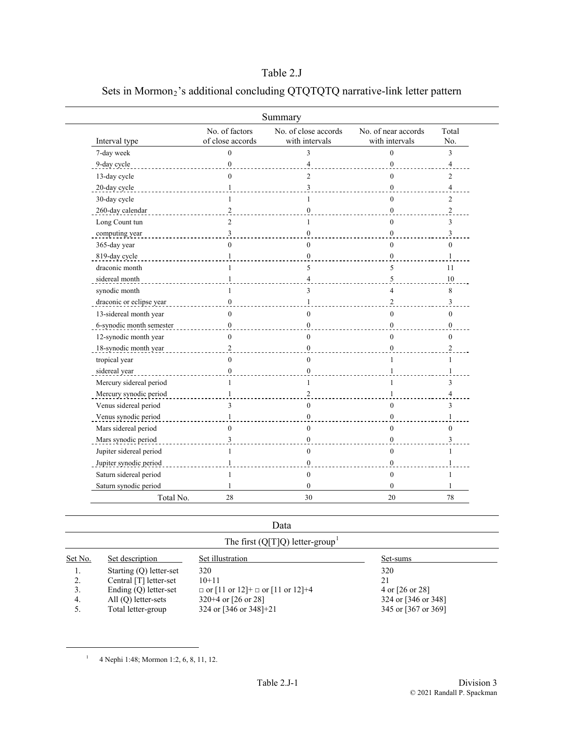# Table 2.J

## Sets in Mormon$_2$'s additional concluding QTQTQTQ narrative-link letter pattern

### Summary

| Interval type | No. of factors of close accords | No. of close accords with intervals | No. of near accords with intervals | Total No. |
|---|---|---|---|---|
| 7-day week | 0 | 3 | 0 | 3 |
| 9-day cycle | 0 | 4 | 0 | 4 |
| 13-day cycle | 0 | 2 | 0 | 2 |
| 20-day cycle | 1 | 3 | 0 | 4 |
| 30-day cycle | 1 | 1 | 0 | 2 |
| 260-day calendar | 2 | 0 | 0 | 2 |
| Long Count tun | 2 | 1 | 0 | 3 |
| computing year | 3 | 0 | 0 | 3 |
| 365-day year | 0 | 0 | 0 | 0 |
| 819-day cycle | 1 | 0 | 0 | 1 |
| draconic month | 1 | 5 | 5 | 11 |
| sidereal month | 1 | 4 | 5 | 10 |
| synodic month | 1 | 3 | 4 | 8 |
| draconic or eclipse year | 0 | 1 | 2 | 3 |
| 13-sidereal month year | 0 | 0 | 0 | 0 |
| 6-synodic month semester | 0 | 0 | 0 | 0 |
| 12-synodic month year | 0 | 0 | 0 | 0 |
| 18-synodic month year | 2 | 0 | 0 | 2 |
| tropical year | 0 | 0 | 1 | 1 |
| sidereal year | 0 | 0 | 1 | 1 |
| Mercury sidereal period | 1 | 1 | 1 | 3 |
| Mercury synodic period | 1 | 2 | 1 | 4 |
| Venus sidereal period | 3 | 0 | 0 | 3 |
| Venus synodic period | 1 | 0 | 0 | 1 |
| Mars sidereal period | 0 | 0 | 0 | 0 |
| Mars synodic period | 3 | 0 | 0 | 3 |
| Jupiter sidereal period | 1 | 0 | 0 | 1 |
| Jupiter synodic period | 1 | 0 | 0 | 1 |
| Saturn sidereal period | 1 | 0 | 0 | 1 |
| Saturn synodic period | 1 | 0 | 0 | 1 |
| Total No. | 28 | 30 | 20 | 78 |

### Data

#### The first (Q[T]Q) letter-group[1]

| Set No. | Set description | Set illustration | Set-sums |
|---|---|---|---|
| 1. | Starting (Q) letter-set | 320 | 320 |
| 2. | Central [T] letter-set | 10+11 | 21 |
| 3. | Ending (Q) letter-set | □ or [11 or 12]+ □ or [11 or 12]+4 | 4 or [26 or 28] |
| 4. | All (Q) letter-sets | 320+4 or [26 or 28] | 324 or [346 or 348] |
| 5. | Total letter-group | 324 or [346 or 348]+21 | 345 or [367 or 369] |

[1] 4 Nephi 1:48; Mormon 1:2, 6, 8, 11, 12.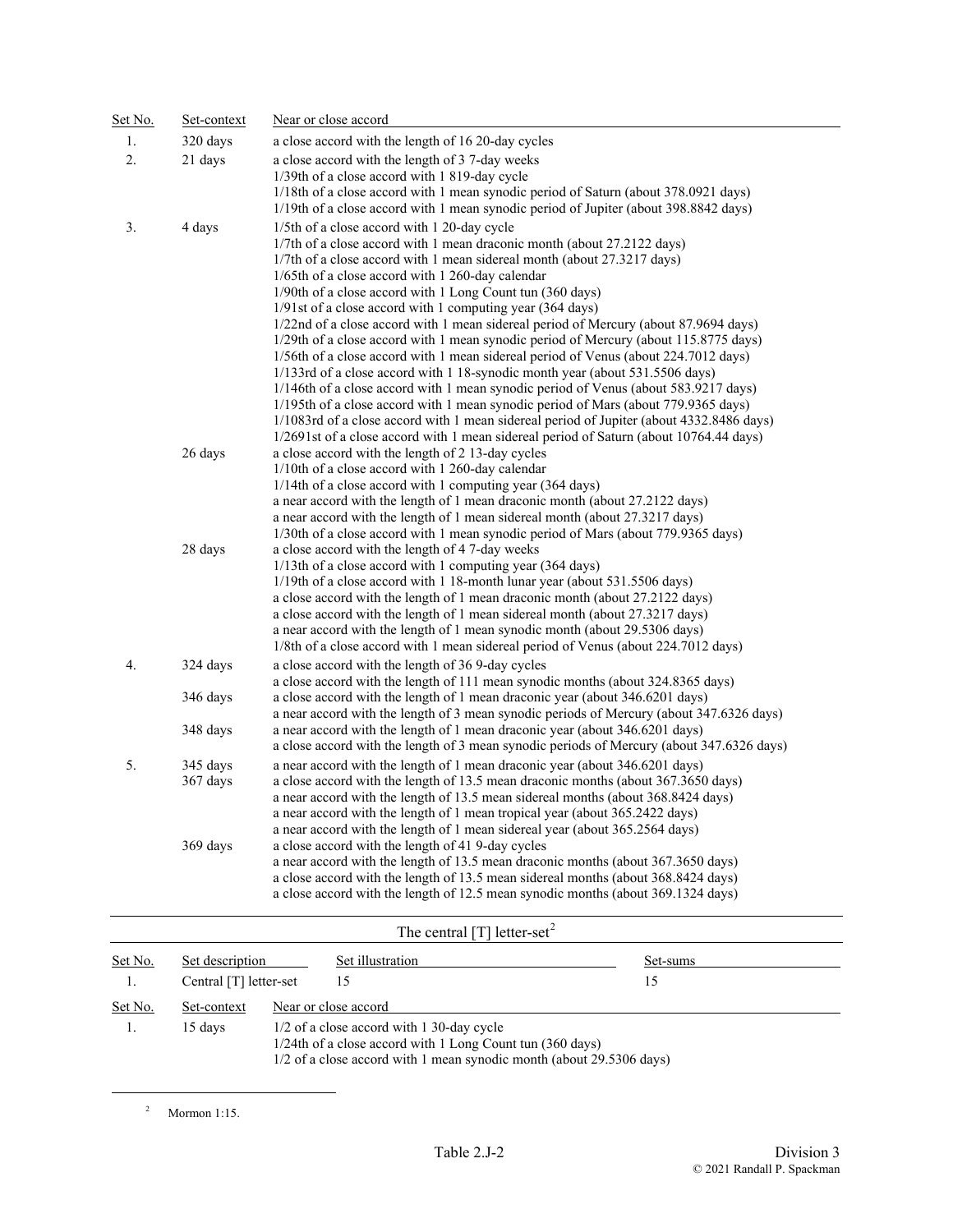| Set No. | Set-context | Near or close accord |
|---|---|---|
| 1. | 320 days | a close accord with the length of 16 20-day cycles |
| 2. | 21 days | a close accord with the length of 3 7-day weeks |
| | | 1/39th of a close accord with 1 819-day cycle |
| | | 1/18th of a close accord with 1 mean synodic period of Saturn (about 378.0921 days) |
| | | 1/19th of a close accord with 1 mean synodic period of Jupiter (about 398.8842 days) |
| 3. | 4 days | 1/5th of a close accord with 1 20-day cycle |
| | | 1/7th of a close accord with 1 mean draconic month (about 27.2122 days) |
| | | 1/7th of a close accord with 1 mean sidereal month (about 27.3217 days) |
| | | 1/65th of a close accord with 1 260-day calendar |
| | | 1/90th of a close accord with 1 Long Count tun (360 days) |
| | | 1/91st of a close accord with 1 computing year (364 days) |
| | | 1/22nd of a close accord with 1 mean sidereal period of Mercury (about 87.9694 days) |
| | | 1/29th of a close accord with 1 mean synodic period of Mercury (about 115.8775 days) |
| | | 1/56th of a close accord with 1 mean sidereal period of Venus (about 224.7012 days) |
| | | 1/133rd of a close accord with 1 18-synodic month year (about 531.5506 days) |
| | | 1/146th of a close accord with 1 mean synodic period of Venus (about 583.9217 days) |
| | | 1/195th of a close accord with 1 mean synodic period of Mars (about 779.9365 days) |
| | | 1/1083rd of a close accord with 1 mean sidereal period of Jupiter (about 4332.8486 days) |
| | | 1/2691st of a close accord with 1 mean sidereal period of Saturn (about 10764.44 days) |
| | 26 days | a close accord with the length of 2 13-day cycles |
| | | 1/10th of a close accord with 1 260-day calendar |
| | | 1/14th of a close accord with 1 computing year (364 days) |
| | | a near accord with the length of 1 mean draconic month (about 27.2122 days) |
| | | a near accord with the length of 1 mean sidereal month (about 27.3217 days) |
| | | 1/30th of a close accord with 1 mean synodic period of Mars (about 779.9365 days) |
| | 28 days | a close accord with the length of 4 7-day weeks |
| | | 1/13th of a close accord with 1 computing year (364 days) |
| | | 1/19th of a close accord with 1 18-month lunar year (about 531.5506 days) |
| | | a close accord with the length of 1 mean draconic month (about 27.2122 days) |
| | | a close accord with the length of 1 mean sidereal month (about 27.3217 days) |
| | | a near accord with the length of 1 mean synodic month (about 29.5306 days) |
| | | 1/8th of a close accord with 1 mean sidereal period of Venus (about 224.7012 days) |
| 4. | 324 days | a close accord with the length of 36 9-day cycles |
| | | a close accord with the length of 111 mean synodic months (about 324.8365 days) |
| | 346 days | a close accord with the length of 1 mean draconic year (about 346.6201 days) |
| | | a near accord with the length of 3 mean synodic periods of Mercury (about 347.6326 days) |
| | 348 days | a near accord with the length of 1 mean draconic year (about 346.6201 days) |
| | | a close accord with the length of 3 mean synodic periods of Mercury (about 347.6326 days) |
| 5. | 345 days | a near accord with the length of 1 mean draconic year (about 346.6201 days) |
| | 367 days | a close accord with the length of 13.5 mean draconic months (about 367.3650 days) |
| | | a near accord with the length of 13.5 mean sidereal months (about 368.8424 days) |
| | | a near accord with the length of 1 mean tropical year (about 365.2422 days) |
| | | a near accord with the length of 1 mean sidereal year (about 365.2564 days) |
| | 369 days | a close accord with the length of 41 9-day cycles |
| | | a near accord with the length of 13.5 mean draconic months (about 367.3650 days) |
| | | a close accord with the length of 13.5 mean sidereal months (about 368.8424 days) |
| | | a close accord with the length of 12.5 mean synodic months (about 369.1324 days) |

## The central [T] letter-set[2]

| Set No. | Set description | Set illustration | Set-sums |
|---|---|---|---|
| 1. | Central [T] letter-set | 15 | 15 |

| Set No. | Set-context | Near or close accord |
|---|---|---|
| 1. | 15 days | 1/2 of a close accord with 1 30-day cycle |
| | | 1/24th of a close accord with 1 Long Count tun (360 days) |
| | | 1/2 of a close accord with 1 mean synodic month (about 29.5306 days) |

[2] Mormon 1:15.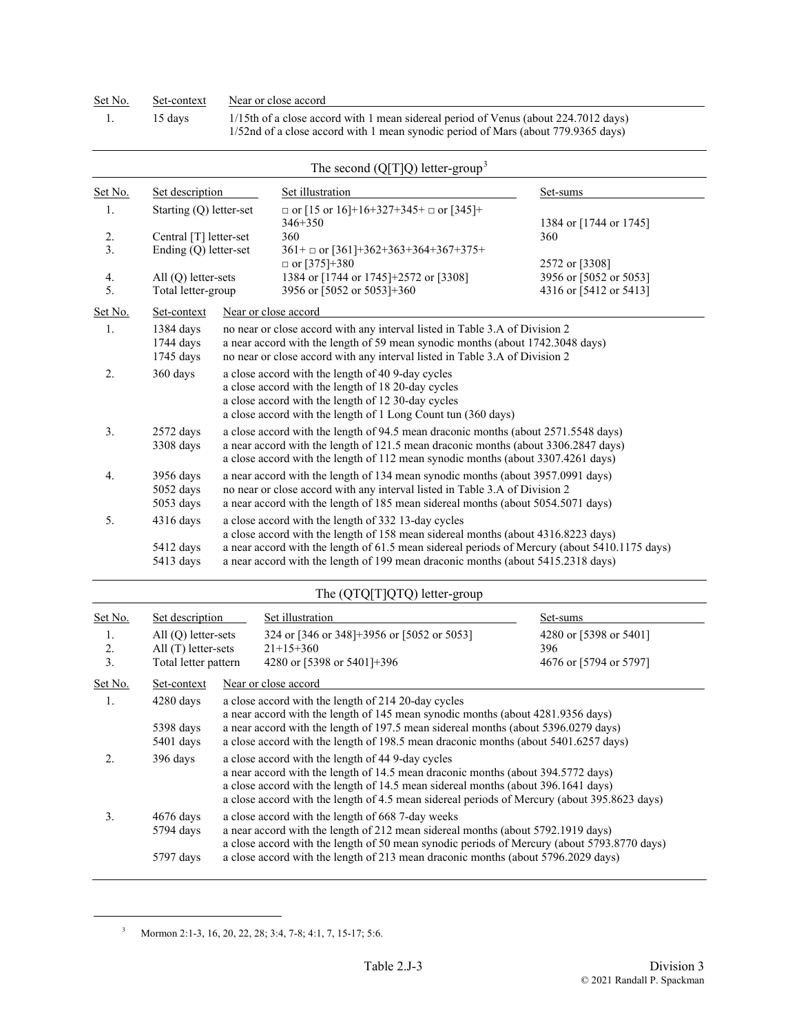| Set No. | Set-context | Near or close accord |
|---|---|---|
| 1. | 15 days | 1/15th of a close accord with 1 mean sidereal period of Venus (about 224.7012 days)<br>1/52nd of a close accord with 1 mean synodic period of Mars (about 779.9365 days) |

## The second (Q[T]Q) letter-group[3]

| Set No. | Set description | Set illustration | Set-sums |
|---|---|---|---|
| 1. | Starting (Q) letter-set | □ or [15 or 16]+16+327+345+ □ or [345]+ 346+350 | 1384 or [1744 or 1745] |
| 2. | Central [T] letter-set | 360 | 360 |
| 3. | Ending (Q) letter-set | 361+ □ or [361]+362+363+364+367+375+ □ or [375]+380 | 2572 or [3308] |
| 4. | All (Q) letter-sets | 1384 or [1744 or 1745]+2572 or [3308] | 3956 or [5052 or 5053] |
| 5. | Total letter-group | 3956 or [5052 or 5053]+360 | 4316 or [5412 or 5413] |

| Set No. | Set-context | Near or close accord |
|---|---|---|
| 1. | 1384 days | no near or close accord with any interval listed in Table 3.A of Division 2 |
| | 1744 days | a near accord with the length of 59 mean synodic months (about 1742.3048 days) |
| | 1745 days | no near or close accord with any interval listed in Table 3.A of Division 2 |
| 2. | 360 days | a close accord with the length of 40 9-day cycles<br>a close accord with the length of 18 20-day cycles<br>a close accord with the length of 12 30-day cycles<br>a close accord with the length of 1 Long Count tun (360 days) |
| 3. | 2572 days | a close accord with the length of 94.5 mean draconic months (about 2571.5548 days) |
| | 3308 days | a near accord with the length of 121.5 mean draconic months (about 3306.2847 days)<br>a close accord with the length of 112 mean synodic months (about 3307.4261 days) |
| 4. | 3956 days | a near accord with the length of 134 mean synodic months (about 3957.0991 days) |
| | 5052 days | no near or close accord with any interval listed in Table 3.A of Division 2 |
| | 5053 days | a near accord with the length of 185 mean sidereal months (about 5054.5071 days) |
| 5. | 4316 days | a close accord with the length of 332 13-day cycles<br>a close accord with the length of 158 mean sidereal months (about 4316.8223 days) |
| | 5412 days | a near accord with the length of 61.5 mean sidereal periods of Mercury (about 5410.1175 days) |
| | 5413 days | a near accord with the length of 199 mean draconic months (about 5415.2318 days) |

## The (QTQ[T]QTQ) letter-group

| Set No. | Set description | Set illustration | Set-sums |
|---|---|---|---|
| 1. | All (Q) letter-sets | 324 or [346 or 348]+3956 or [5052 or 5053] | 4280 or [5398 or 5401] |
| 2. | All (T) letter-sets | 21+15+360 | 396 |
| 3. | Total letter pattern | 4280 or [5398 or 5401]+396 | 4676 or [5794 or 5797] |

| Set No. | Set-context | Near or close accord |
|---|---|---|
| 1. | 4280 days | a close accord with the length of 214 20-day cycles<br>a near accord with the length of 145 mean synodic months (about 4281.9356 days) |
| | 5398 days | a near accord with the length of 197.5 mean sidereal months (about 5396.0279 days) |
| | 5401 days | a close accord with the length of 198.5 mean draconic months (about 5401.6257 days) |
| 2. | 396 days | a close accord with the length of 44 9-day cycles<br>a near accord with the length of 14.5 mean draconic months (about 394.5772 days)<br>a close accord with the length of 14.5 mean sidereal months (about 396.1641 days)<br>a close accord with the length of 4.5 mean sidereal periods of Mercury (about 395.8623 days) |
| 3. | 4676 days | a close accord with the length of 668 7-day weeks |
| | 5794 days | a near accord with the length of 212 mean sidereal months (about 5792.1919 days)<br>a close accord with the length of 50 mean synodic periods of Mercury (about 5793.8770 days) |
| | 5797 days | a close accord with the length of 213 mean draconic months (about 5796.2029 days) |

[3] Mormon 2:1-3, 16, 20, 22, 28; 3:4, 7-8; 4:1, 7, 15-17; 5:6.